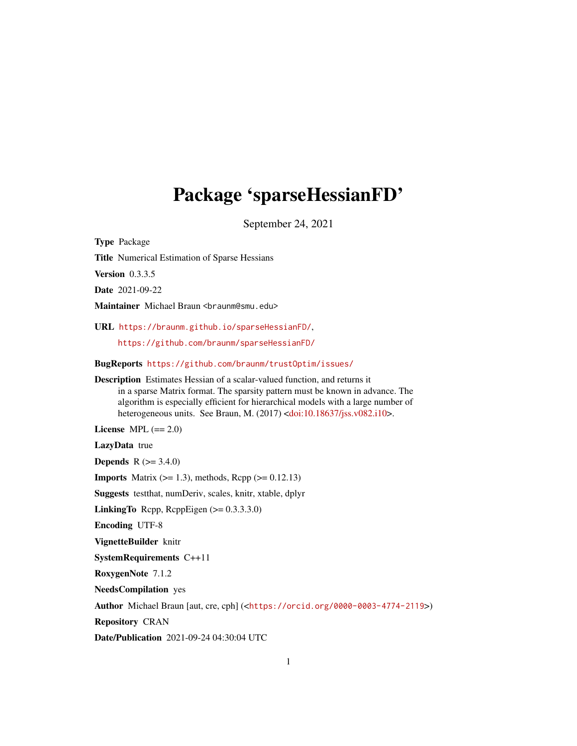# Package 'sparseHessianFD'

September 24, 2021

**Type** Package

**Title** Numerical Estimation of Sparse Hessians

**Version** 0.3.3.5

**Date** 2021-09-22

**Maintainer** Michael Braun <braunm@smu.edu>

**URL** https://braunm.github.io/sparseHessianFD/,

https://github.com/braunm/sparseHessianFD/

**BugReports** https://github.com/braunm/trustOptim/issues/

**Description** Estimates Hessian of a scalar-valued function, and returns it in a sparse Matrix format. The sparsity pattern must be known in advance. The algorithm is especially efficient for hierarchical models with a large number of heterogeneous units. See Braun, M. (2017) <doi:10.18637/jss.v082.i10>.

**License** MPL (== 2.0)

**LazyData** true

**Depends** R (>= 3.4.0)

**Imports** Matrix (>= 1.3), methods, Rcpp (>= 0.12.13)

**Suggests** testthat, numDeriv, scales, knitr, xtable, dplyr

**LinkingTo** Rcpp, RcppEigen (>= 0.3.3.3.0)

**Encoding** UTF-8

**VignetteBuilder** knitr

**SystemRequirements** C++11

**RoxygenNote** 7.1.2

**NeedsCompilation** yes

**Author** Michael Braun [aut, cre, cph] (<https://orcid.org/0000-0003-4774-2119>)

**Repository** CRAN

**Date/Publication** 2021-09-24 04:30:04 UTC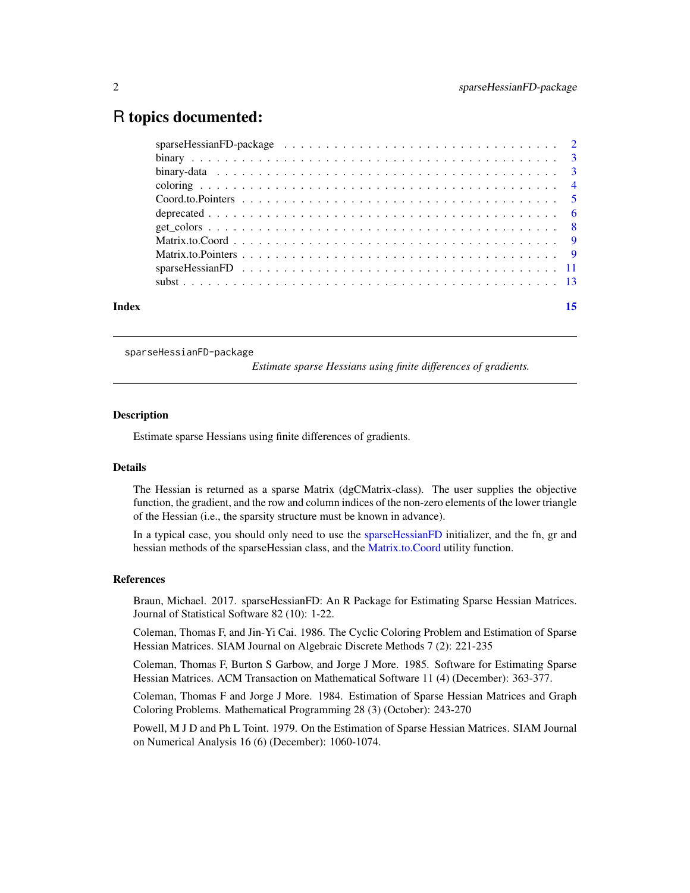# R topics documented:

| | |
|---|---|
| sparseHessianFD-package | 2 |
| binary | 3 |
| binary-data | 3 |
| coloring | 4 |
| Coord.to.Pointers | 5 |
| deprecated | 6 |
| get_colors | 8 |
| Matrix.to.Coord | 9 |
| Matrix.to.Pointers | 9 |
| sparseHessianFD | 11 |
| subst | 13 |
| **Index** | **15** |

---

sparseHessianFD-package &nbsp;&nbsp;&nbsp;&nbsp; *Estimate sparse Hessians using finite differences of gradients.*

---

### Description

Estimate sparse Hessians using finite differences of gradients.

### Details

The Hessian is returned as a sparse Matrix (dgCMatrix-class). The user supplies the objective function, the gradient, and the row and column indices of the non-zero elements of the lower triangle of the Hessian (i.e., the sparsity structure must be known in advance).

In a typical case, you should only need to use the sparseHessianFD initializer, and the fn, gr and hessian methods of the sparseHessian class, and the Matrix.to.Coord utility function.

### References

Braun, Michael. 2017. sparseHessianFD: An R Package for Estimating Sparse Hessian Matrices. Journal of Statistical Software 82 (10): 1-22.

Coleman, Thomas F, and Jin-Yi Cai. 1986. The Cyclic Coloring Problem and Estimation of Sparse Hessian Matrices. SIAM Journal on Algebraic Discrete Methods 7 (2): 221-235

Coleman, Thomas F, Burton S Garbow, and Jorge J More. 1985. Software for Estimating Sparse Hessian Matrices. ACM Transaction on Mathematical Software 11 (4) (December): 363-377.

Coleman, Thomas F and Jorge J More. 1984. Estimation of Sparse Hessian Matrices and Graph Coloring Problems. Mathematical Programming 28 (3) (October): 243-270

Powell, M J D and Ph L Toint. 1979. On the Estimation of Sparse Hessian Matrices. SIAM Journal on Numerical Analysis 16 (6) (December): 1060-1074.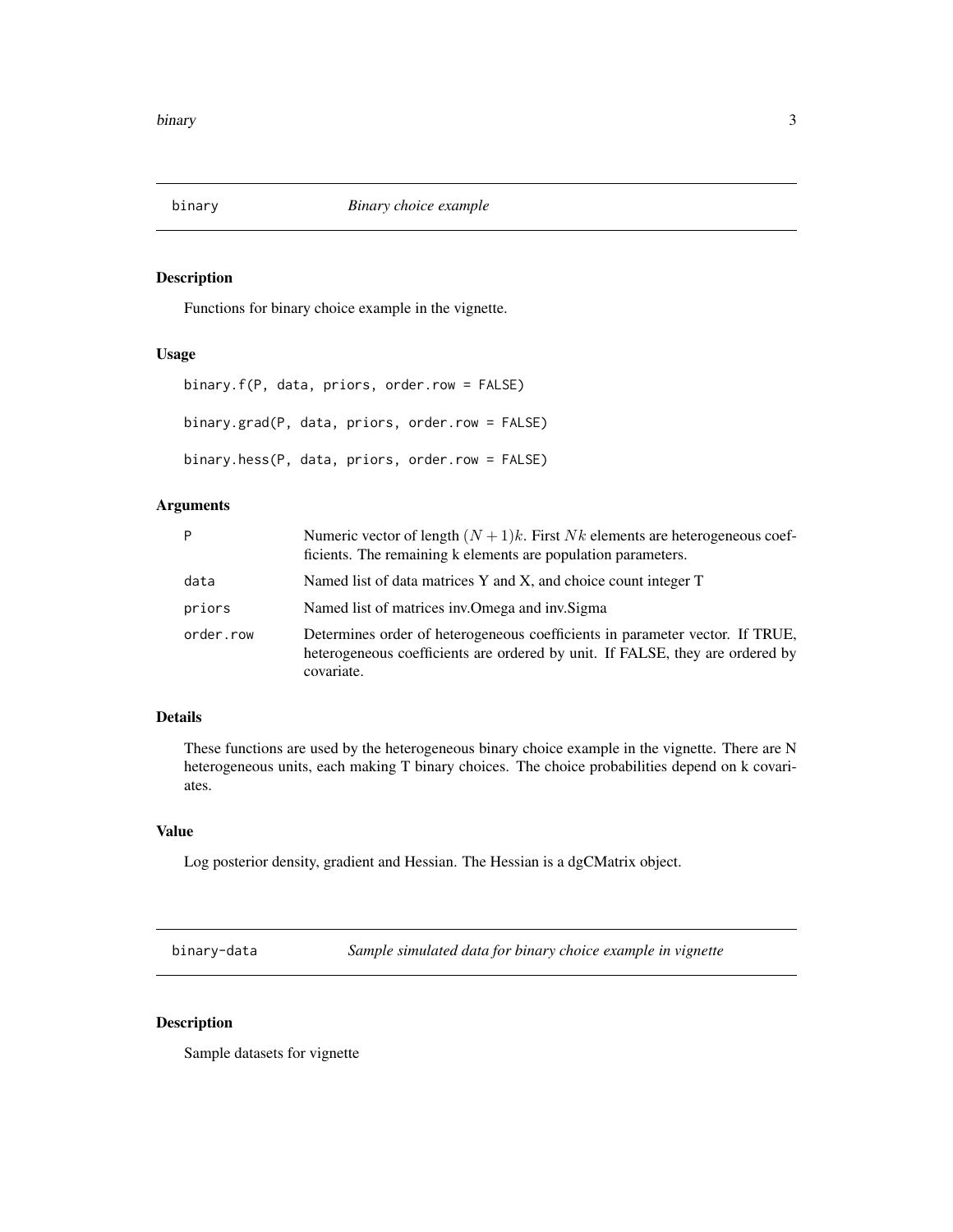## binary — *Binary choice example*

### Description

Functions for binary choice example in the vignette.

### Usage

```
binary.f(P, data, priors, order.row = FALSE)

binary.grad(P, data, priors, order.row = FALSE)

binary.hess(P, data, priors, order.row = FALSE)
```

### Arguments

| | |
|---|---|
| `P` | Numeric vector of length $(N + 1)k$. First $Nk$ elements are heterogeneous coefficients. The remaining k elements are population parameters. |
| `data` | Named list of data matrices Y and X, and choice count integer T |
| `priors` | Named list of matrices inv.Omega and inv.Sigma |
| `order.row` | Determines order of heterogeneous coefficients in parameter vector. If TRUE, heterogeneous coefficients are ordered by unit. If FALSE, they are ordered by covariate. |

### Details

These functions are used by the heterogeneous binary choice example in the vignette. There are N heterogeneous units, each making T binary choices. The choice probabilities depend on k covariates.

### Value

Log posterior density, gradient and Hessian. The Hessian is a dgCMatrix object.

## binary-data — *Sample simulated data for binary choice example in vignette*

### Description

Sample datasets for vignette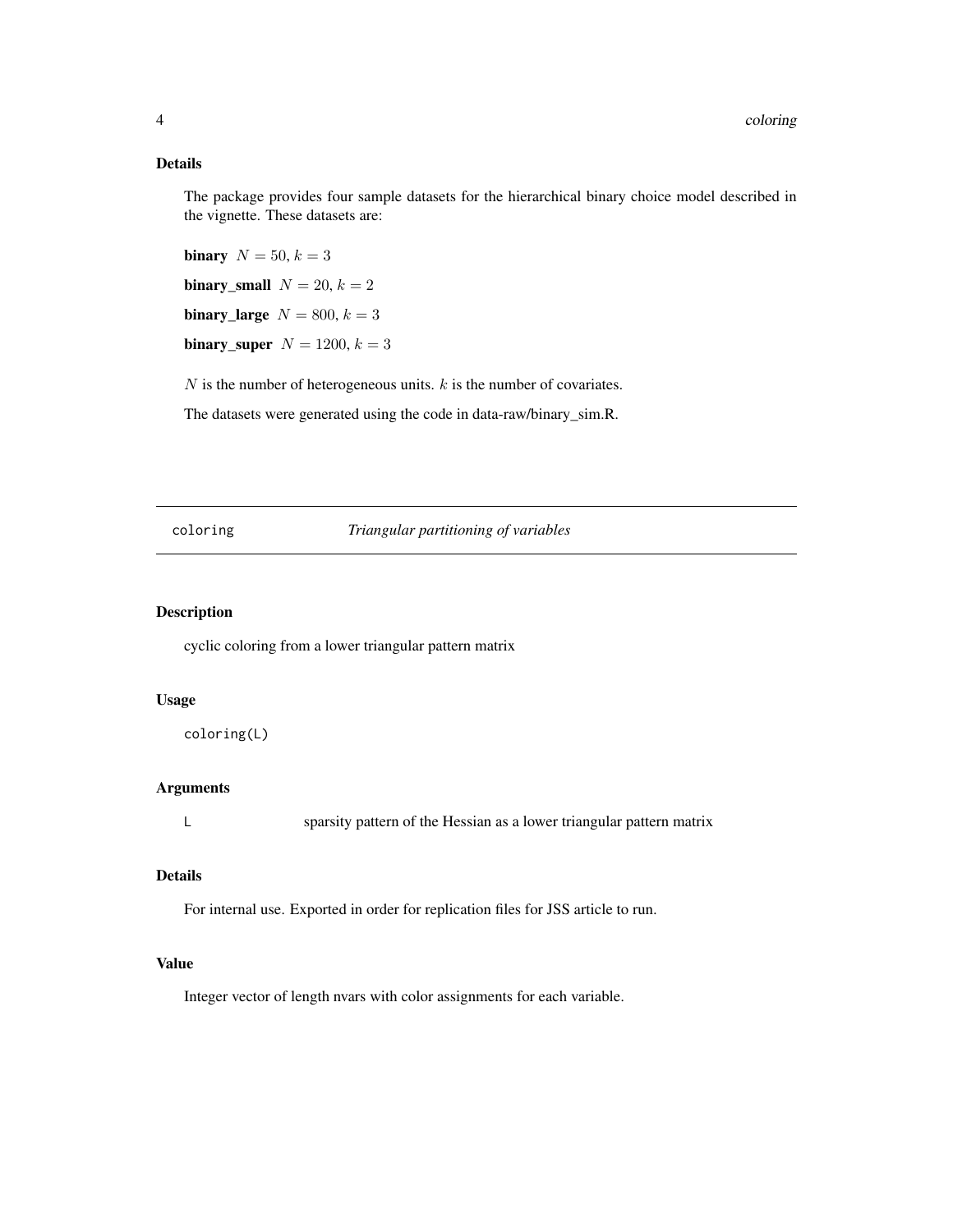### Details

The package provides four sample datasets for the hierarchical binary choice model described in the vignette. These datasets are:

**binary** $N = 50, k = 3$

**binary_small** $N = 20, k = 2$

**binary_large** $N = 800, k = 3$

**binary_super** $N = 1200, k = 3$

$N$ is the number of heterogeneous units. $k$ is the number of covariates.

The datasets were generated using the code in data-raw/binary_sim.R.

---

## coloring — *Triangular partitioning of variables*

---

### Description

cyclic coloring from a lower triangular pattern matrix

### Usage

```
coloring(L)
```

### Arguments

| | |
|---|---|
| `L` | sparsity pattern of the Hessian as a lower triangular pattern matrix |

### Details

For internal use. Exported in order for replication files for JSS article to run.

### Value

Integer vector of length nvars with color assignments for each variable.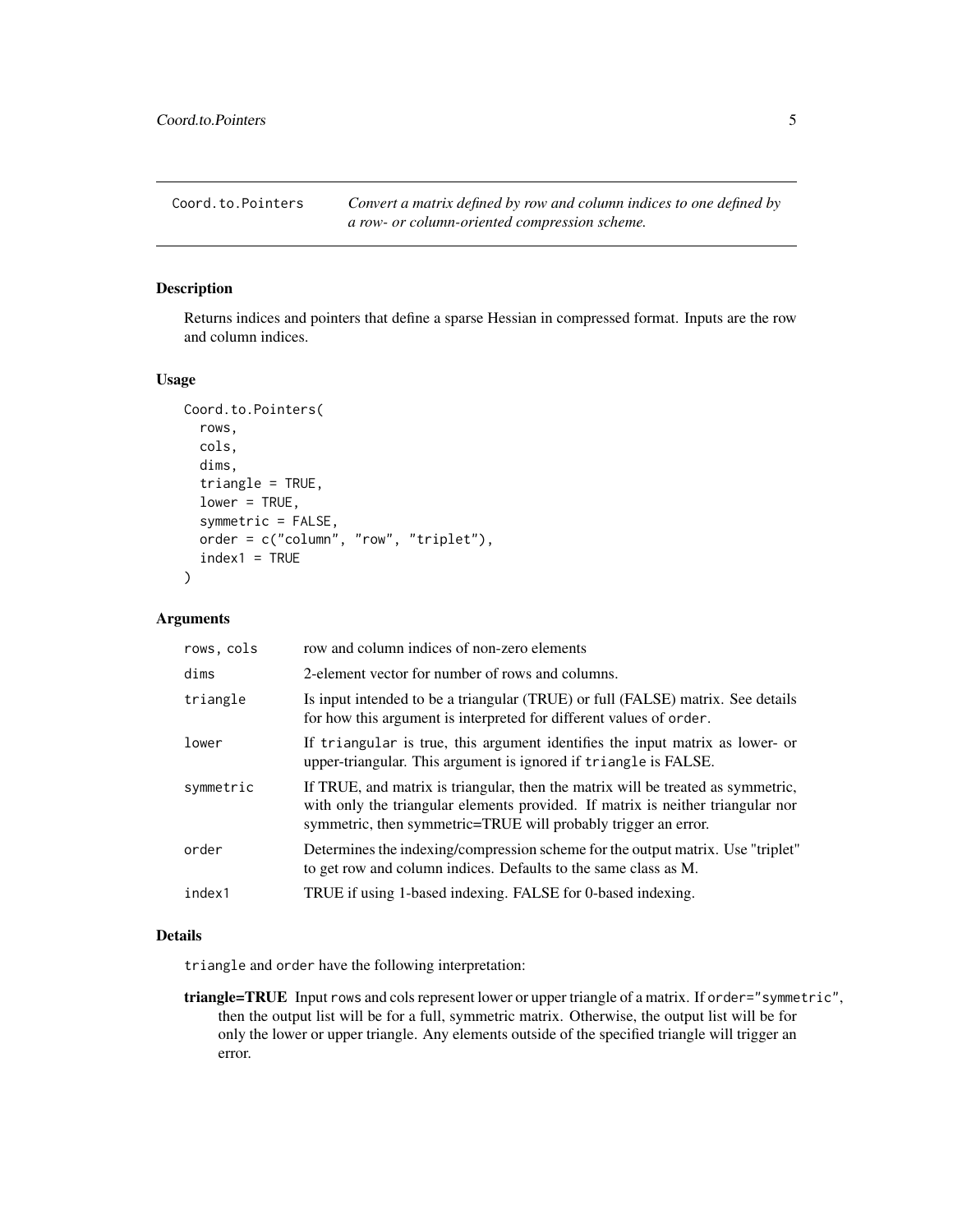## Coord.to.Pointers — *Convert a matrix defined by row and column indices to one defined by a row- or column-oriented compression scheme.*

### Description

Returns indices and pointers that define a sparse Hessian in compressed format. Inputs are the row and column indices.

### Usage

```
Coord.to.Pointers(
  rows,
  cols,
  dims,
  triangle = TRUE,
  lower = TRUE,
  symmetric = FALSE,
  order = c("column", "row", "triplet"),
  index1 = TRUE
)
```

### Arguments

| | |
|---|---|
| `rows, cols` | row and column indices of non-zero elements |
| `dims` | 2-element vector for number of rows and columns. |
| `triangle` | Is input intended to be a triangular (TRUE) or full (FALSE) matrix. See details for how this argument is interpreted for different values of `order`. |
| `lower` | If `triangular` is true, this argument identifies the input matrix as lower- or upper-triangular. This argument is ignored if `triangle` is FALSE. |
| `symmetric` | If TRUE, and matrix is triangular, then the matrix will be treated as symmetric, with only the triangular elements provided. If matrix is neither triangular nor symmetric, then symmetric=TRUE will probably trigger an error. |
| `order` | Determines the indexing/compression scheme for the output matrix. Use "triplet" to get row and column indices. Defaults to the same class as M. |
| `index1` | TRUE if using 1-based indexing. FALSE for 0-based indexing. |

### Details

`triangle` and `order` have the following interpretation:

**triangle=TRUE** Input `rows` and `cols` represent lower or upper triangle of a matrix. If `order="symmetric"`, then the output list will be for a full, symmetric matrix. Otherwise, the output list will be for only the lower or upper triangle. Any elements outside of the specified triangle will trigger an error.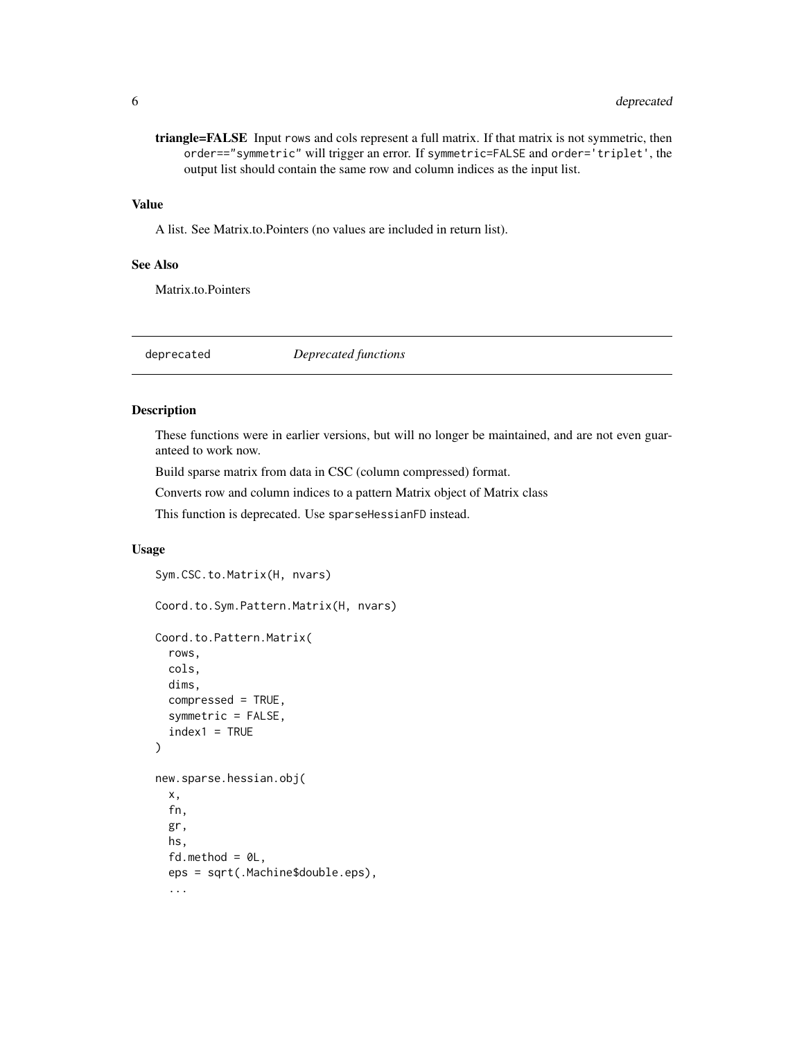**triangle=FALSE** Input `rows` and `cols` represent a full matrix. If that matrix is not symmetric, then `order=="symmetric"` will trigger an error. If `symmetric=FALSE` and `order='triplet'`, the output list should contain the same row and column indices as the input list.

### Value

A list. See Matrix.to.Pointers (no values are included in return list).

### See Also

Matrix.to.Pointers

---

## deprecated — *Deprecated functions*

### Description

These functions were in earlier versions, but will no longer be maintained, and are not even guaranteed to work now.

Build sparse matrix from data in CSC (column compressed) format.

Converts row and column indices to a pattern Matrix object of Matrix class

This function is deprecated. Use `sparseHessianFD` instead.

### Usage

```
Sym.CSC.to.Matrix(H, nvars)

Coord.to.Sym.Pattern.Matrix(H, nvars)

Coord.to.Pattern.Matrix(
  rows,
  cols,
  dims,
  compressed = TRUE,
  symmetric = FALSE,
  index1 = TRUE
)

new.sparse.hessian.obj(
  x,
  fn,
  gr,
  hs,
  fd.method = 0L,
  eps = sqrt(.Machine$double.eps),
  ...
```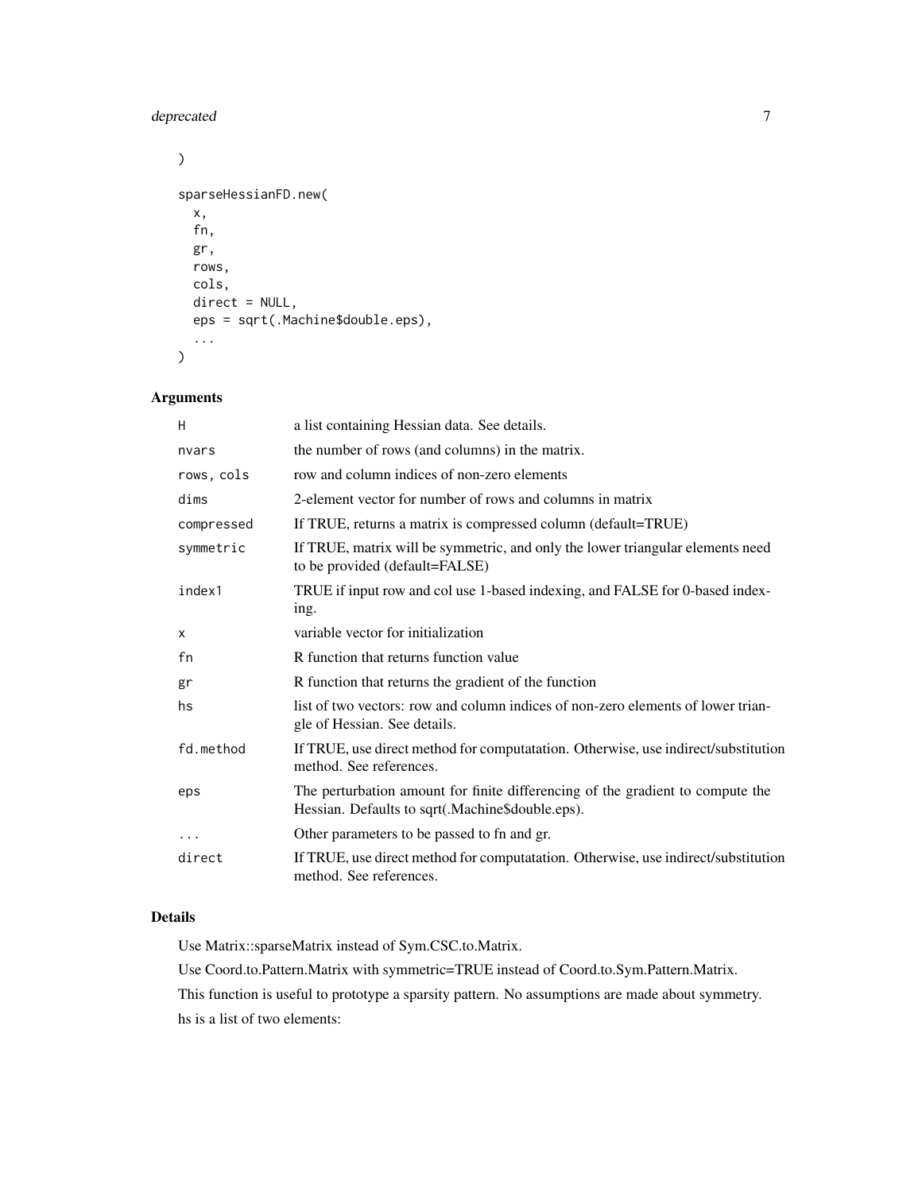```
)

sparseHessianFD.new(
  x,
  fn,
  gr,
  rows,
  cols,
  direct = NULL,
  eps = sqrt(.Machine$double.eps),
  ...
)
```

## Arguments

| | |
|---|---|
| H | a list containing Hessian data. See details. |
| nvars | the number of rows (and columns) in the matrix. |
| rows, cols | row and column indices of non-zero elements |
| dims | 2-element vector for number of rows and columns in matrix |
| compressed | If TRUE, returns a matrix is compressed column (default=TRUE) |
| symmetric | If TRUE, matrix will be symmetric, and only the lower triangular elements need to be provided (default=FALSE) |
| index1 | TRUE if input row and col use 1-based indexing, and FALSE for 0-based indexing. |
| x | variable vector for initialization |
| fn | R function that returns function value |
| gr | R function that returns the gradient of the function |
| hs | list of two vectors: row and column indices of non-zero elements of lower triangle of Hessian. See details. |
| fd.method | If TRUE, use direct method for computatation. Otherwise, use indirect/substitution method. See references. |
| eps | The perturbation amount for finite differencing of the gradient to compute the Hessian. Defaults to sqrt(.Machine$double.eps). |
| ... | Other parameters to be passed to fn and gr. |
| direct | If TRUE, use direct method for computatation. Otherwise, use indirect/substitution method. See references. |

## Details

Use Matrix::sparseMatrix instead of Sym.CSC.to.Matrix.

Use Coord.to.Pattern.Matrix with symmetric=TRUE instead of Coord.to.Sym.Pattern.Matrix.

This function is useful to prototype a sparsity pattern. No assumptions are made about symmetry.

hs is a list of two elements: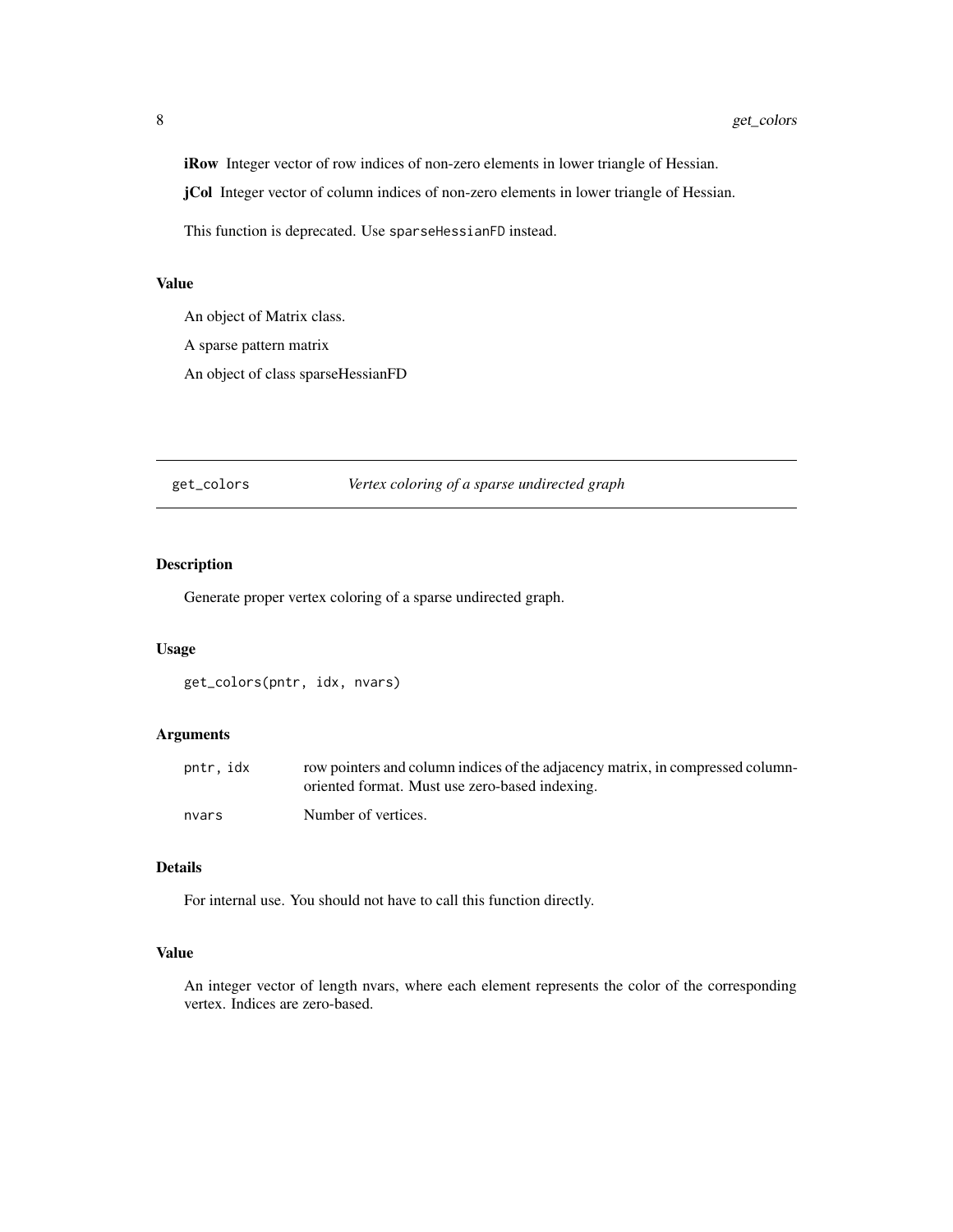**iRow** Integer vector of row indices of non-zero elements in lower triangle of Hessian.

**jCol** Integer vector of column indices of non-zero elements in lower triangle of Hessian.

This function is deprecated. Use `sparseHessianFD` instead.

### Value

An object of Matrix class.

A sparse pattern matrix

An object of class sparseHessianFD

---

## get_colors *Vertex coloring of a sparse undirected graph*

---

### Description

Generate proper vertex coloring of a sparse undirected graph.

### Usage

```
get_colors(pntr, idx, nvars)
```

### Arguments

| | |
|---|---|
| `pntr, idx` | row pointers and column indices of the adjacency matrix, in compressed column-oriented format. Must use zero-based indexing. |
| `nvars` | Number of vertices. |

### Details

For internal use. You should not have to call this function directly.

### Value

An integer vector of length nvars, where each element represents the color of the corresponding vertex. Indices are zero-based.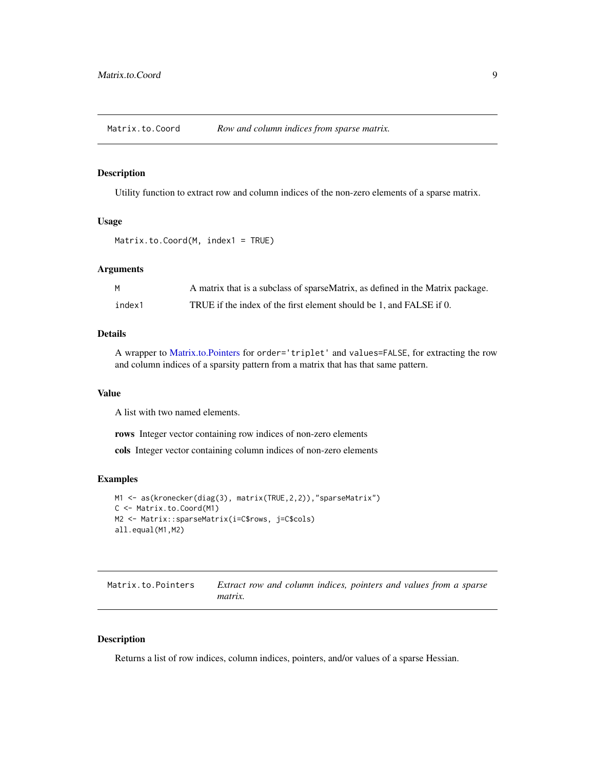## Matrix.to.Coord — *Row and column indices from sparse matrix.*

### Description

Utility function to extract row and column indices of the non-zero elements of a sparse matrix.

### Usage

```
Matrix.to.Coord(M, index1 = TRUE)
```

### Arguments

| | |
|---|---|
| `M` | A matrix that is a subclass of sparseMatrix, as defined in the Matrix package. |
| `index1` | TRUE if the index of the first element should be 1, and FALSE if 0. |

### Details

A wrapper to Matrix.to.Pointers for `order='triplet'` and `values=FALSE`, for extracting the row and column indices of a sparsity pattern from a matrix that has that same pattern.

### Value

A list with two named elements.

**rows** Integer vector containing row indices of non-zero elements

**cols** Integer vector containing column indices of non-zero elements

### Examples

```
M1 <- as(kronecker(diag(3), matrix(TRUE,2,2)),"sparseMatrix")
C <- Matrix.to.Coord(M1)
M2 <- Matrix::sparseMatrix(i=C$rows, j=C$cols)
all.equal(M1,M2)
```

## Matrix.to.Pointers — *Extract row and column indices, pointers and values from a sparse matrix.*

### Description

Returns a list of row indices, column indices, pointers, and/or values of a sparse Hessian.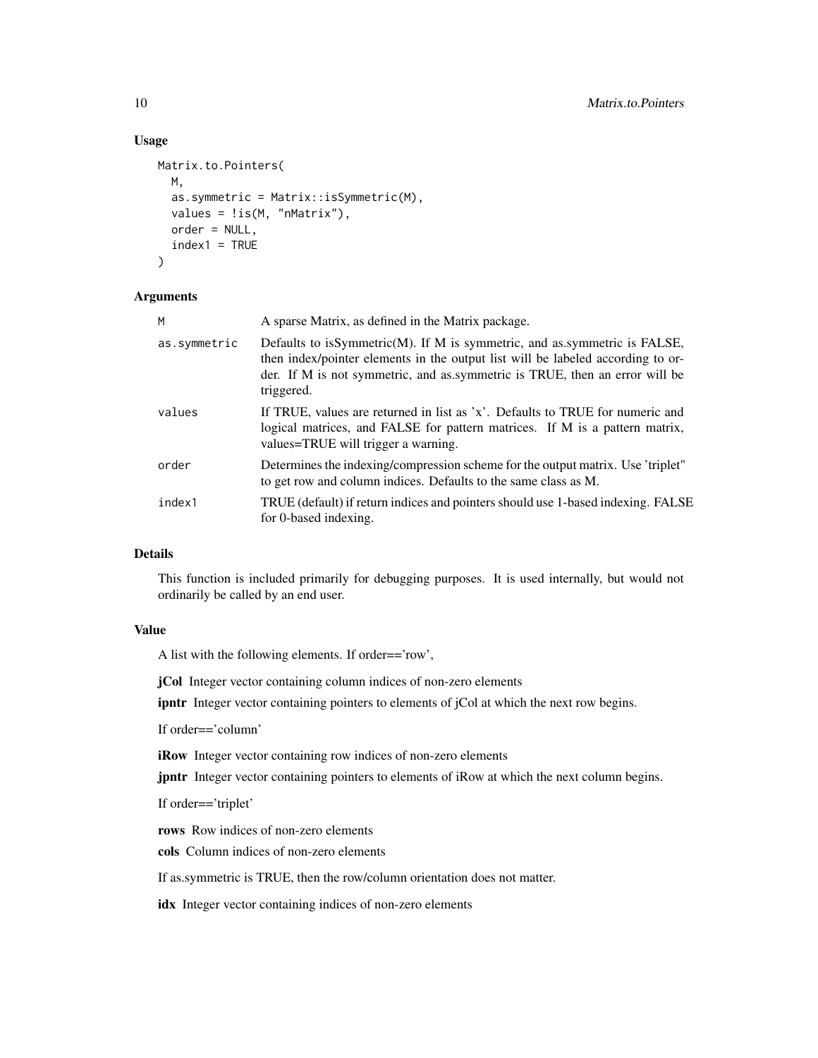### Usage

```
Matrix.to.Pointers(
  M,
  as.symmetric = Matrix::isSymmetric(M),
  values = !is(M, "nMatrix"),
  order = NULL,
  index1 = TRUE
)
```

### Arguments

| | |
|---|---|
| M | A sparse Matrix, as defined in the Matrix package. |
| as.symmetric | Defaults to isSymmetric(M). If M is symmetric, and as.symmetric is FALSE, then index/pointer elements in the output list will be labeled according to order. If M is not symmetric, and as.symmetric is TRUE, then an error will be triggered. |
| values | If TRUE, values are returned in list as 'x'. Defaults to TRUE for numeric and logical matrices, and FALSE for pattern matrices. If M is a pattern matrix, values=TRUE will trigger a warning. |
| order | Determines the indexing/compression scheme for the output matrix. Use 'triplet" to get row and column indices. Defaults to the same class as M. |
| index1 | TRUE (default) if return indices and pointers should use 1-based indexing. FALSE for 0-based indexing. |

### Details

This function is included primarily for debugging purposes. It is used internally, but would not ordinarily be called by an end user.

### Value

A list with the following elements. If order=='row',

**jCol** Integer vector containing column indices of non-zero elements

**ipntr** Integer vector containing pointers to elements of jCol at which the next row begins.

If order=='column'

**iRow** Integer vector containing row indices of non-zero elements

**jpntr** Integer vector containing pointers to elements of iRow at which the next column begins.

If order=='triplet'

**rows** Row indices of non-zero elements

**cols** Column indices of non-zero elements

If as.symmetric is TRUE, then the row/column orientation does not matter.

**idx** Integer vector containing indices of non-zero elements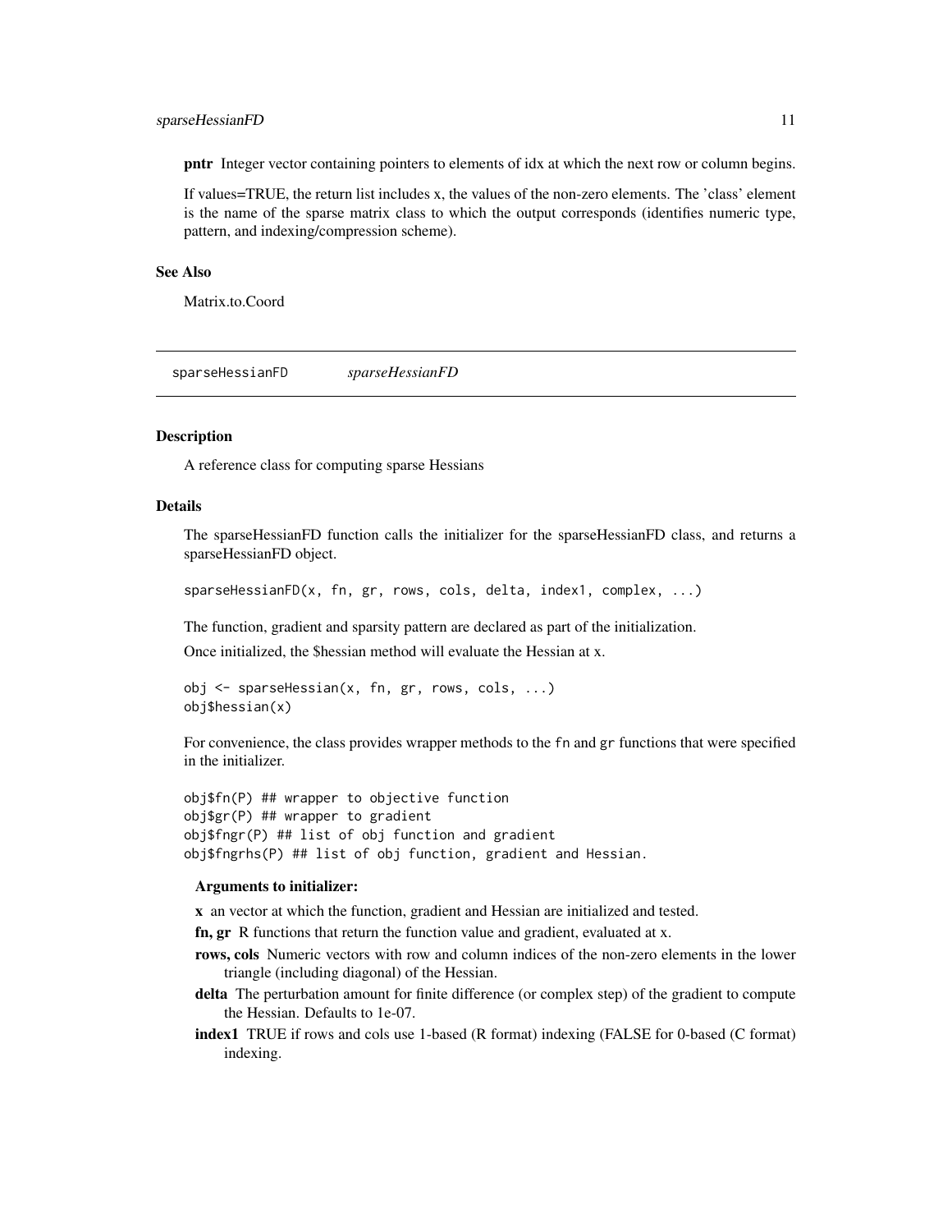**pntr** Integer vector containing pointers to elements of idx at which the next row or column begins.

If values=TRUE, the return list includes x, the values of the non-zero elements. The 'class' element is the name of the sparse matrix class to which the output corresponds (identifies numeric type, pattern, and indexing/compression scheme).

### See Also

Matrix.to.Coord

---

## sparseHessianFD    *sparseHessianFD*

### Description

A reference class for computing sparse Hessians

### Details

The sparseHessianFD function calls the initializer for the sparseHessianFD class, and returns a sparseHessianFD object.

```
sparseHessianFD(x, fn, gr, rows, cols, delta, index1, complex, ...)
```

The function, gradient and sparsity pattern are declared as part of the initialization.

Once initialized, the $hessian method will evaluate the Hessian at x.

```
obj <- sparseHessian(x, fn, gr, rows, cols, ...)
obj$hessian(x)
```

For convenience, the class provides wrapper methods to the `fn` and `gr` functions that were specified in the initializer.

```
obj$fn(P) ## wrapper to objective function
obj$gr(P) ## wrapper to gradient
obj$fngr(P) ## list of obj function and gradient
obj$fngrhs(P) ## list of obj function, gradient and Hessian.
```

**Arguments to initializer:**

- **x** an vector at which the function, gradient and Hessian are initialized and tested.
- **fn, gr** R functions that return the function value and gradient, evaluated at x.
- **rows, cols** Numeric vectors with row and column indices of the non-zero elements in the lower triangle (including diagonal) of the Hessian.
- **delta** The perturbation amount for finite difference (or complex step) of the gradient to compute the Hessian. Defaults to 1e-07.
- **index1** TRUE if rows and cols use 1-based (R format) indexing (FALSE for 0-based (C format) indexing.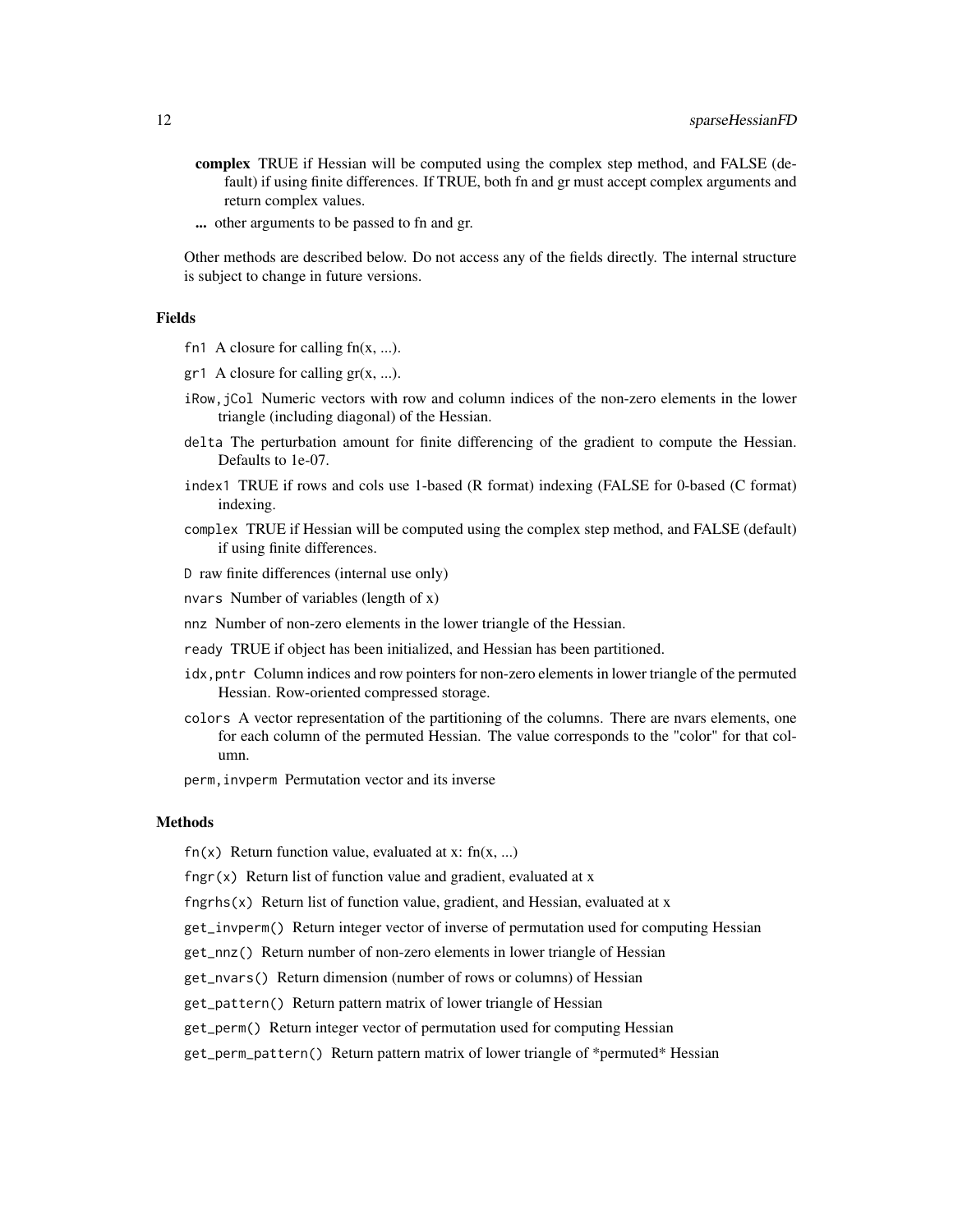**complex** TRUE if Hessian will be computed using the complex step method, and FALSE (default) if using finite differences. If TRUE, both fn and gr must accept complex arguments and return complex values.

**...** other arguments to be passed to fn and gr.

Other methods are described below. Do not access any of the fields directly. The internal structure is subject to change in future versions.

### Fields

`fn1` A closure for calling fn(x, ...).

`gr1` A closure for calling gr(x, ...).

`iRow,jCol` Numeric vectors with row and column indices of the non-zero elements in the lower triangle (including diagonal) of the Hessian.

`delta` The perturbation amount for finite differencing of the gradient to compute the Hessian. Defaults to 1e-07.

`index1` TRUE if rows and cols use 1-based (R format) indexing (FALSE for 0-based (C format) indexing.

`complex` TRUE if Hessian will be computed using the complex step method, and FALSE (default) if using finite differences.

`D` raw finite differences (internal use only)

`nvars` Number of variables (length of x)

`nnz` Number of non-zero elements in the lower triangle of the Hessian.

`ready` TRUE if object has been initialized, and Hessian has been partitioned.

`idx,pntr` Column indices and row pointers for non-zero elements in lower triangle of the permuted Hessian. Row-oriented compressed storage.

`colors` A vector representation of the partitioning of the columns. There are nvars elements, one for each column of the permuted Hessian. The value corresponds to the "color" for that column.

`perm,invperm` Permutation vector and its inverse

### Methods

`fn(x)` Return function value, evaluated at x: fn(x, ...)

`fngr(x)` Return list of function value and gradient, evaluated at x

`fngrhs(x)` Return list of function value, gradient, and Hessian, evaluated at x

`get_invperm()` Return integer vector of inverse of permutation used for computing Hessian

`get_nnz()` Return number of non-zero elements in lower triangle of Hessian

`get_nvars()` Return dimension (number of rows or columns) of Hessian

`get_pattern()` Return pattern matrix of lower triangle of Hessian

`get_perm()` Return integer vector of permutation used for computing Hessian

`get_perm_pattern()` Return pattern matrix of lower triangle of *permuted* Hessian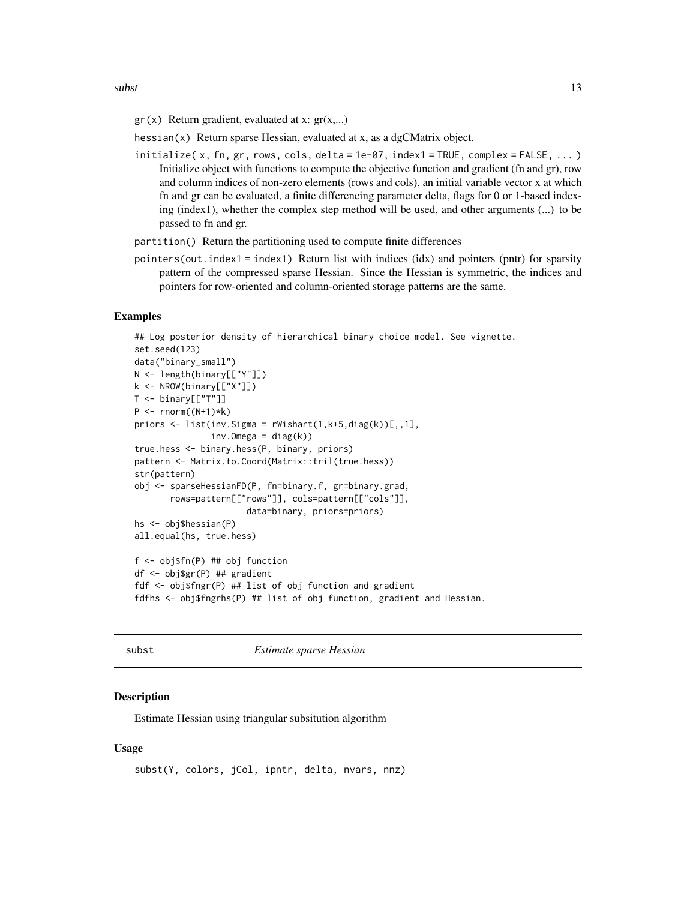`gr(x)` Return gradient, evaluated at x: gr(x,...)

`hessian(x)` Return sparse Hessian, evaluated at x, as a dgCMatrix object.

`initialize( x, fn, gr, rows, cols, delta = 1e-07, index1 = TRUE, complex = FALSE, ... )`
Initialize object with functions to compute the objective function and gradient (fn and gr), row and column indices of non-zero elements (rows and cols), an initial variable vector x at which fn and gr can be evaluated, a finite differencing parameter delta, flags for 0 or 1-based indexing (index1), whether the complex step method will be used, and other arguments (...) to be passed to fn and gr.

`partition()` Return the partitioning used to compute finite differences

`pointers(out.index1 = index1)` Return list with indices (idx) and pointers (pntr) for sparsity pattern of the compressed sparse Hessian. Since the Hessian is symmetric, the indices and pointers for row-oriented and column-oriented storage patterns are the same.

### Examples

```
## Log posterior density of hierarchical binary choice model. See vignette.
set.seed(123)
data("binary_small")
N <- length(binary[["Y"]])
k <- NROW(binary[["X"]])
T <- binary[["T"]]
P <- rnorm((N+1)*k)
priors <- list(inv.Sigma = rWishart(1,k+5,diag(k))[,,1],
               inv.Omega = diag(k))
true.hess <- binary.hess(P, binary, priors)
pattern <- Matrix.to.Coord(Matrix::tril(true.hess))
str(pattern)
obj <- sparseHessianFD(P, fn=binary.f, gr=binary.grad,
       rows=pattern[["rows"]], cols=pattern[["cols"]],
                      data=binary, priors=priors)
hs <- obj$hessian(P)
all.equal(hs, true.hess)

f <- obj$fn(P) ## obj function
df <- obj$gr(P) ## gradient
fdf <- obj$fngr(P) ## list of obj function and gradient
fdfhs <- obj$fngrhs(P) ## list of obj function, gradient and Hessian.
```

---

## subst — *Estimate sparse Hessian*

### Description

Estimate Hessian using triangular subsitution algorithm

### Usage

```
subst(Y, colors, jCol, ipntr, delta, nvars, nnz)
```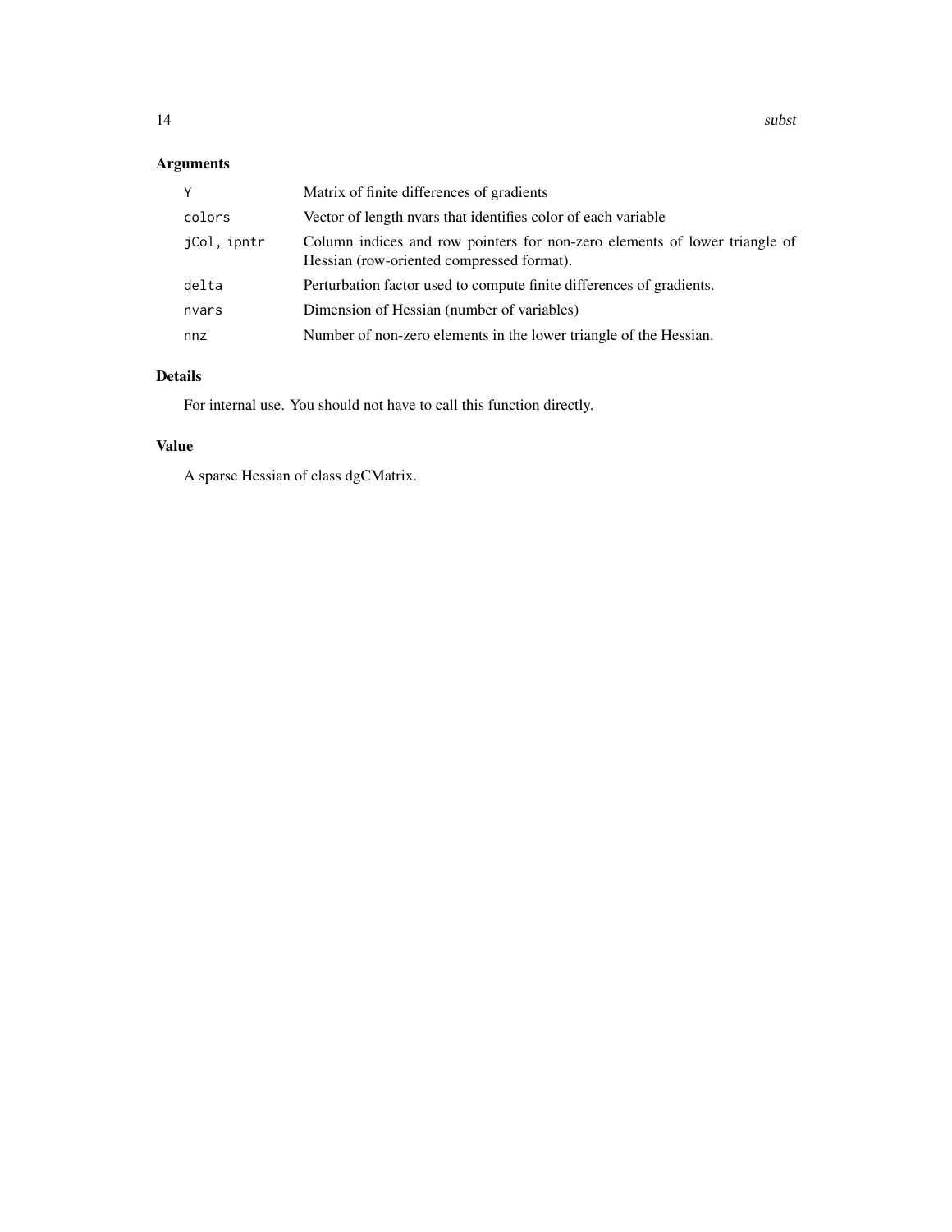## Arguments

| | |
|---|---|
| `Y` | Matrix of finite differences of gradients |
| `colors` | Vector of length nvars that identifies color of each variable |
| `jCol, ipntr` | Column indices and row pointers for non-zero elements of lower triangle of Hessian (row-oriented compressed format). |
| `delta` | Perturbation factor used to compute finite differences of gradients. |
| `nvars` | Dimension of Hessian (number of variables) |
| `nnz` | Number of non-zero elements in the lower triangle of the Hessian. |

## Details

For internal use. You should not have to call this function directly.

## Value

A sparse Hessian of class dgCMatrix.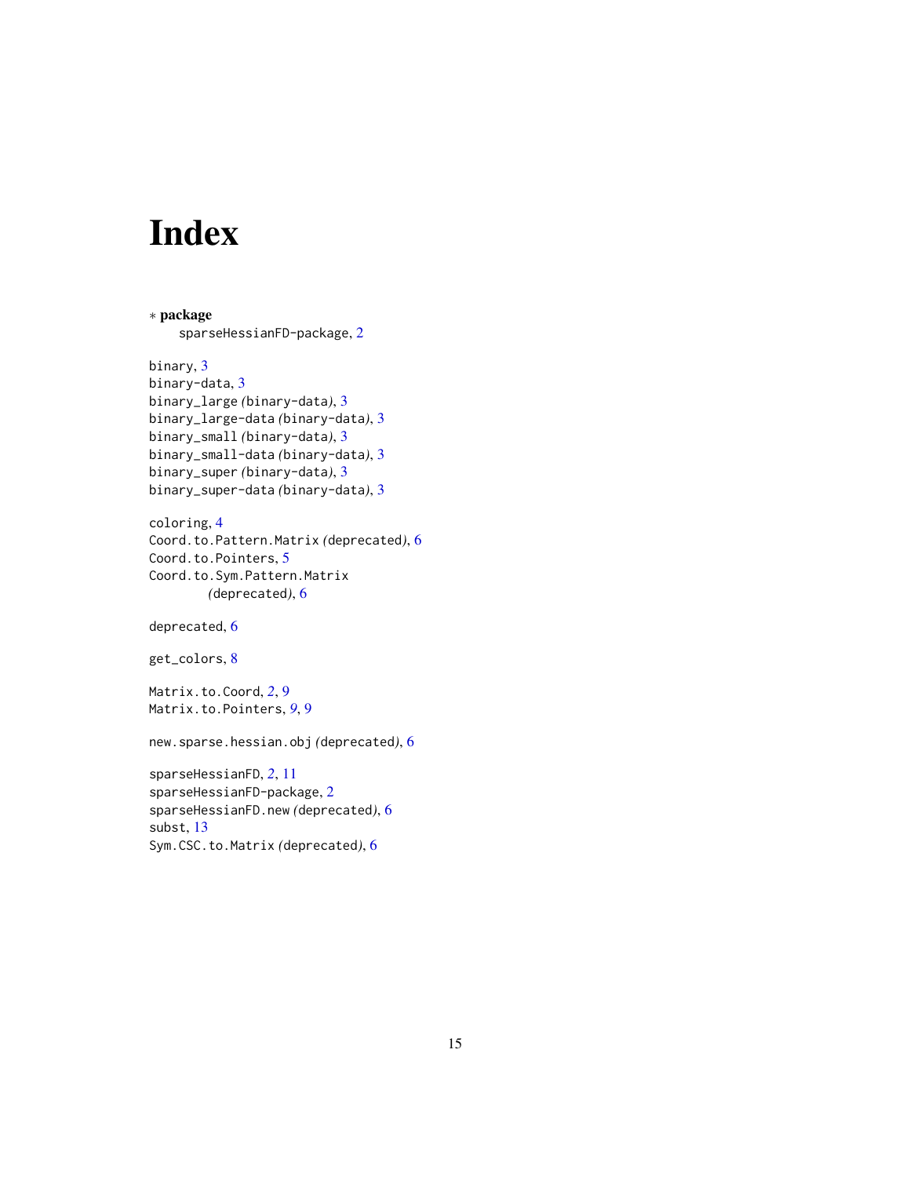# Index

∗ **package**
  sparseHessianFD-package, 2

binary, 3
binary-data, 3
binary_large *(binary-data)*, 3
binary_large-data *(binary-data)*, 3
binary_small *(binary-data)*, 3
binary_small-data *(binary-data)*, 3
binary_super *(binary-data)*, 3
binary_super-data *(binary-data)*, 3

coloring, 4
Coord.to.Pattern.Matrix *(deprecated)*, 6
Coord.to.Pointers, 5
Coord.to.Sym.Pattern.Matrix *(deprecated)*, 6

deprecated, 6

get_colors, 8

Matrix.to.Coord, *2*, 9
Matrix.to.Pointers, *9*, 9

new.sparse.hessian.obj *(deprecated)*, 6

sparseHessianFD, *2*, 11
sparseHessianFD-package, 2
sparseHessianFD.new *(deprecated)*, 6
subst, 13
Sym.CSC.to.Matrix *(deprecated)*, 6